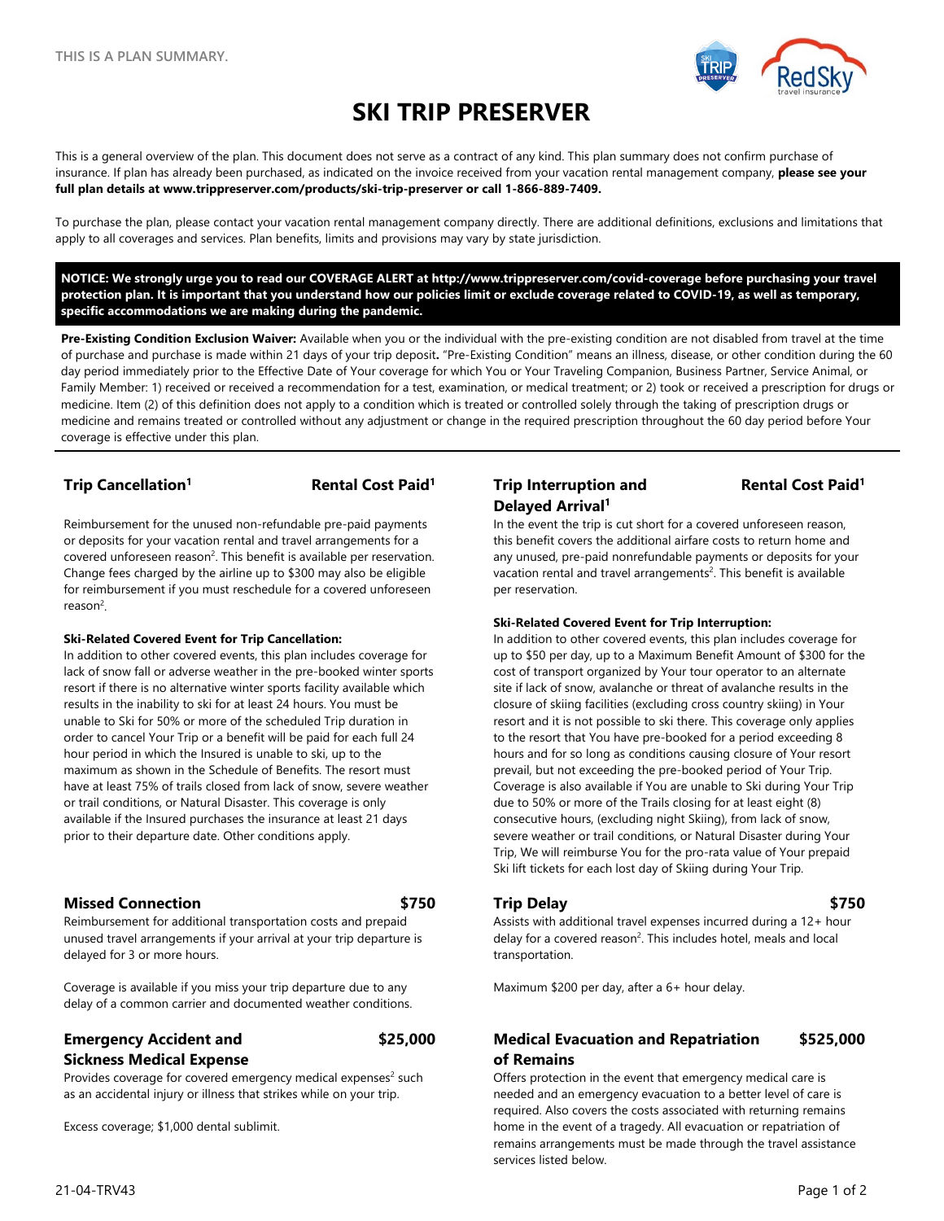THIS IS A PLAN SUMMARY.

# SKI TRIP PRESERVER

This is a general overview of the plan. This document does not serve as a contract of any kind. This plan summary does not confirm purchase of insurance. If plan has already been purchased, as indicated on the invoice received from your vacation rental management company, **please see your full plan details at www.trippreserver.com/products/ski-trip-preserver or call 1-866-889-7409.**

To purchase the plan, please contact your vacation rental management company directly. There are additional definitions, exclusions and limitations that apply to all coverages and services. Plan benefits, limits and provisions may vary by state jurisdiction.

**NOTICE: We strongly urge you to read our COVERAGE ALERT at http://www.trippreserver.com/covid-coverage before purchasing your travel protection plan. It is important that you understand how our policies limit or exclude coverage related to COVID-19, as well as temporary, specific accommodations we are making during the pandemic.**

**Pre-Existing Condition Exclusion Waiver:** Available when you or the individual with the pre-existing condition are not disabled from travel at the time of purchase and purchase is made within 21 days of your trip deposit**.** "Pre-Existing Condition" means an illness, disease, or other condition during the 60 day period immediately prior to the Effective Date of Your coverage for which You or Your Traveling Companion, Business Partner, Service Animal, or Family Member: 1) received or received a recommendation for a test, examination, or medical treatment; or 2) took or received a prescription for drugs or medicine. Item (2) of this definition does not apply to a condition which is treated or controlled solely through the taking of prescription drugs or medicine and remains treated or controlled without any adjustment or change in the required prescription throughout the 60 day period before Your coverage is effective under this plan.

### Trip Cancellation[1] — Rental Cost Paid[1]

Reimbursement for the unused non-refundable pre-paid payments or deposits for your vacation rental and travel arrangements for a covered unforeseen reason[2]. This benefit is available per reservation. Change fees charged by the airline up to $300 may also be eligible for reimbursement if you must reschedule for a covered unforeseen reason[2].

**Ski-Related Covered Event for Trip Cancellation:**
In addition to other covered events, this plan includes coverage for lack of snow fall or adverse weather in the pre-booked winter sports resort if there is no alternative winter sports facility available which results in the inability to ski for at least 24 hours. You must be unable to Ski for 50% or more of the scheduled Trip duration in order to cancel Your Trip or a benefit will be paid for each full 24 hour period in which the Insured is unable to ski, up to the maximum as shown in the Schedule of Benefits. The resort must have at least 75% of trails closed from lack of snow, severe weather or trail conditions, or Natural Disaster. This coverage is only available if the Insured purchases the insurance at least 21 days prior to their departure date. Other conditions apply.

### Missed Connection — $750

Reimbursement for additional transportation costs and prepaid unused travel arrangements if your arrival at your trip departure is delayed for 3 or more hours.

Coverage is available if you miss your trip departure due to any delay of a common carrier and documented weather conditions.

### Emergency Accident and Sickness Medical Expense — $25,000

Provides coverage for covered emergency medical expenses[2] such as an accidental injury or illness that strikes while on your trip.

Excess coverage; $1,000 dental sublimit.

### Trip Interruption and Delayed Arrival[1] — Rental Cost Paid[1]

In the event the trip is cut short for a covered unforeseen reason, this benefit covers the additional airfare costs to return home and any unused, pre-paid nonrefundable payments or deposits for your vacation rental and travel arrangements[2]. This benefit is available per reservation.

**Ski-Related Covered Event for Trip Interruption:**
In addition to other covered events, this plan includes coverage for up to $50 per day, up to a Maximum Benefit Amount of $300 for the cost of transport organized by Your tour operator to an alternate site if lack of snow, avalanche or threat of avalanche results in the closure of skiing facilities (excluding cross country skiing) in Your resort and it is not possible to ski there. This coverage only applies to the resort that You have pre-booked for a period exceeding 8 hours and for so long as conditions causing closure of Your resort prevail, but not exceeding the pre-booked period of Your Trip. Coverage is also available if You are unable to Ski during Your Trip due to 50% or more of the Trails closing for at least eight (8) consecutive hours, (excluding night Skiing), from lack of snow, severe weather or trail conditions, or Natural Disaster during Your Trip, We will reimburse You for the pro-rata value of Your prepaid Ski lift tickets for each lost day of Skiing during Your Trip.

### Trip Delay — $750

Assists with additional travel expenses incurred during a 12+ hour delay for a covered reason[2]. This includes hotel, meals and local transportation.

Maximum $200 per day, after a 6+ hour delay.

### Medical Evacuation and Repatriation of Remains — $525,000

Offers protection in the event that emergency medical care is needed and an emergency evacuation to a better level of care is required. Also covers the costs associated with returning remains home in the event of a tragedy. All evacuation or repatriation of remains arrangements must be made through the travel assistance services listed below.

21-04-TRV43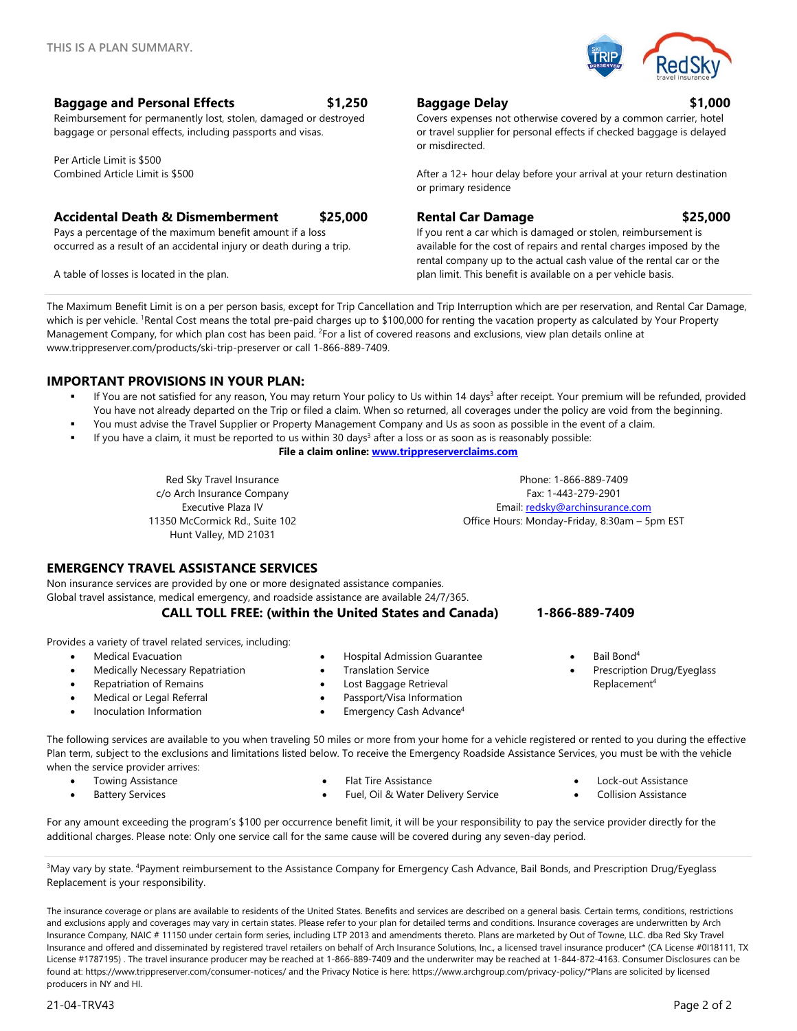THIS IS A PLAN SUMMARY.

### Baggage and Personal Effects — $1,250

Reimbursement for permanently lost, stolen, damaged or destroyed baggage or personal effects, including passports and visas.

Per Article Limit is $500
Combined Article Limit is $500

### Baggage Delay — $1,000

Covers expenses not otherwise covered by a common carrier, hotel or travel supplier for personal effects if checked baggage is delayed or misdirected.

After a 12+ hour delay before your arrival at your return destination or primary residence

### Accidental Death & Dismemberment — $25,000

Pays a percentage of the maximum benefit amount if a loss occurred as a result of an accidental injury or death during a trip.

A table of losses is located in the plan.

### Rental Car Damage — $25,000

If you rent a car which is damaged or stolen, reimbursement is available for the cost of repairs and rental charges imposed by the rental company up to the actual cash value of the rental car or the plan limit. This benefit is available on a per vehicle basis.

The Maximum Benefit Limit is on a per person basis, except for Trip Cancellation and Trip Interruption which are per reservation, and Rental Car Damage, which is per vehicle. [1]Rental Cost means the total pre-paid charges up to $100,000 for renting the vacation property as calculated by Your Property Management Company, for which plan cost has been paid. [2]For a list of covered reasons and exclusions, view plan details online at www.trippreserver.com/products/ski-trip-preserver or call 1-866-889-7409.

## IMPORTANT PROVISIONS IN YOUR PLAN:

- If You are not satisfied for any reason, You may return Your policy to Us within 14 days[3] after receipt. Your premium will be refunded, provided You have not already departed on the Trip or filed a claim. When so returned, all coverages under the policy are void from the beginning.
- You must advise the Travel Supplier or Property Management Company and Us as soon as possible in the event of a claim.
- If you have a claim, it must be reported to us within 30 days[3] after a loss or as soon as is reasonably possible:

**File a claim online: www.trippreserverclaims.com**

Red Sky Travel Insurance
c/o Arch Insurance Company
Executive Plaza IV
11350 McCormick Rd., Suite 102
Hunt Valley, MD 21031

Phone: 1-866-889-7409
Fax: 1-443-279-2901
Email: redsky@archinsurance.com
Office Hours: Monday-Friday, 8:30am – 5pm EST

## EMERGENCY TRAVEL ASSISTANCE SERVICES

Non insurance services are provided by one or more designated assistance companies.
Global travel assistance, medical emergency, and roadside assistance are available 24/7/365.

**CALL TOLL FREE: (within the United States and Canada) 1-866-889-7409**

Provides a variety of travel related services, including:

- Medical Evacuation
- Medically Necessary Repatriation
- Repatriation of Remains
- Medical or Legal Referral
- Inoculation Information
- Hospital Admission Guarantee
- Translation Service
- Lost Baggage Retrieval
- Passport/Visa Information
- Emergency Cash Advance[4]
- Bail Bond[4]
- Prescription Drug/Eyeglass Replacement[4]

The following services are available to you when traveling 50 miles or more from your home for a vehicle registered or rented to you during the effective Plan term, subject to the exclusions and limitations listed below. To receive the Emergency Roadside Assistance Services, you must be with the vehicle when the service provider arrives:

- Towing Assistance
- Battery Services
- Flat Tire Assistance
- Fuel, Oil & Water Delivery Service
- Lock-out Assistance
- Collision Assistance

For any amount exceeding the program's $100 per occurrence benefit limit, it will be your responsibility to pay the service provider directly for the additional charges. Please note: Only one service call for the same cause will be covered during any seven-day period.

[3]May vary by state. [4]Payment reimbursement to the Assistance Company for Emergency Cash Advance, Bail Bonds, and Prescription Drug/Eyeglass Replacement is your responsibility.

The insurance coverage or plans are available to residents of the United States. Benefits and services are described on a general basis. Certain terms, conditions, restrictions and exclusions apply and coverages may vary in certain states. Please refer to your plan for detailed terms and conditions. Insurance coverages are underwritten by Arch Insurance Company, NAIC # 11150 under certain form series, including LTP 2013 and amendments thereto. Plans are marketed by Out of Towne, LLC. dba Red Sky Travel Insurance and offered and disseminated by registered travel retailers on behalf of Arch Insurance Solutions, Inc., a licensed travel insurance producer* (CA License #0I18111, TX License #1787195) . The travel insurance producer may be reached at 1-866-889-7409 and the underwriter may be reached at 1-844-872-4163. Consumer Disclosures can be found at: https://www.trippreserver.com/consumer-notices/ and the Privacy Notice is here: https://www.archgroup.com/privacy-policy/*Plans are solicited by licensed producers in NY and HI.

21-04-TRV43